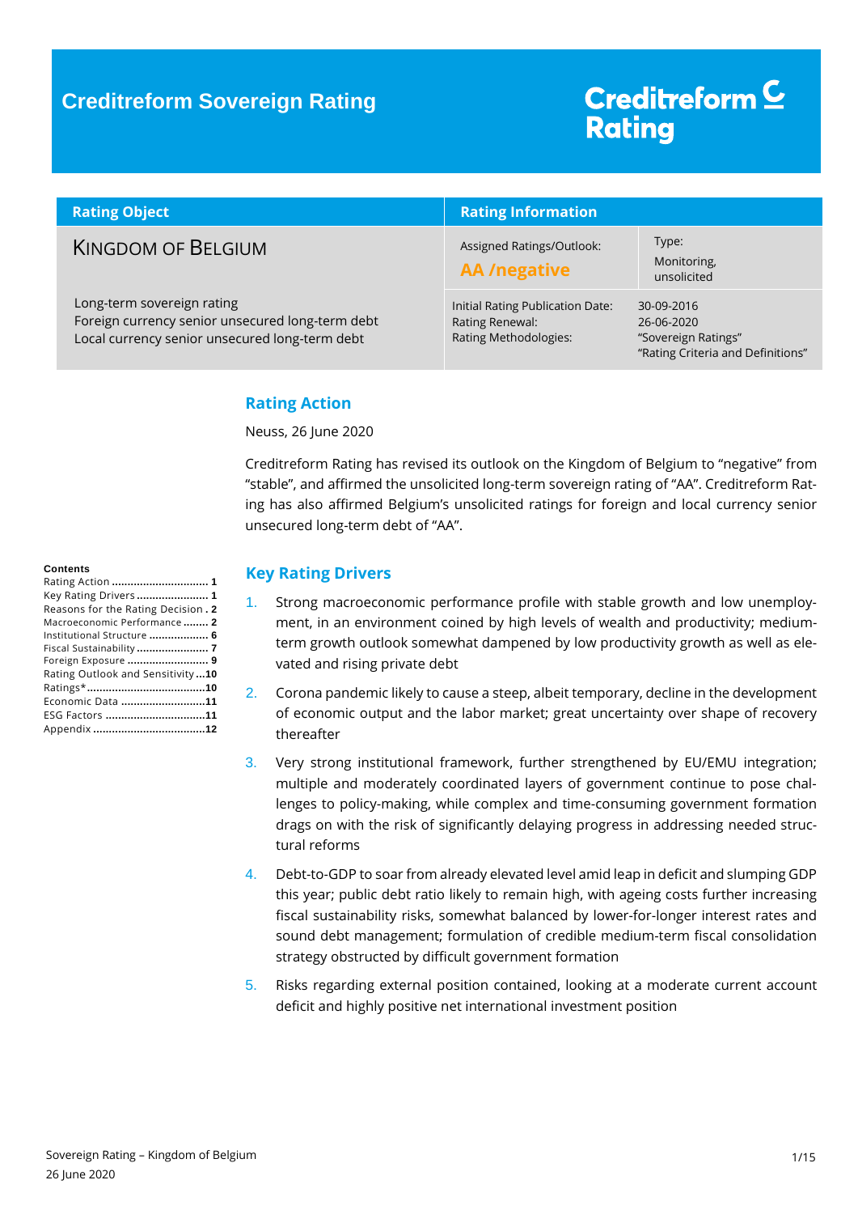# Creditreform Sovereign Rating

Creditreform Rating

| Rating Object | Rating Information | |
|---|---|---|
| KINGDOM OF BELGIUM | Assigned Ratings/Outlook: **AA /negative** | Type: Monitoring, unsolicited |
| Long-term sovereign rating<br>Foreign currency senior unsecured long-term debt<br>Local currency senior unsecured long-term debt | Initial Rating Publication Date:<br>Rating Renewal:<br>Rating Methodologies: | 30-09-2016<br>26-06-2020<br>"Sovereign Ratings"<br>"Rating Criteria and Definitions" |

**Contents**

Rating Action ............................... 1
Key Rating Drivers ....................... 1
Reasons for the Rating Decision . 2
Macroeconomic Performance ........ 2
Institutional Structure .................. 6
Fiscal Sustainability ....................... 7
Foreign Exposure .......................... 9
Rating Outlook and Sensitivity ...10
Ratings*.......................................10
Economic Data ...........................11
ESG Factors ................................11
Appendix ....................................12

## Rating Action

Neuss, 26 June 2020

Creditreform Rating has revised its outlook on the Kingdom of Belgium to "negative" from "stable", and affirmed the unsolicited long-term sovereign rating of "AA". Creditreform Rating has also affirmed Belgium's unsolicited ratings for foreign and local currency senior unsecured long-term debt of "AA".

## Key Rating Drivers

1. Strong macroeconomic performance profile with stable growth and low unemployment, in an environment coined by high levels of wealth and productivity; medium-term growth outlook somewhat dampened by low productivity growth as well as elevated and rising private debt
2. Corona pandemic likely to cause a steep, albeit temporary, decline in the development of economic output and the labor market; great uncertainty over shape of recovery thereafter
3. Very strong institutional framework, further strengthened by EU/EMU integration; multiple and moderately coordinated layers of government continue to pose challenges to policy-making, while complex and time-consuming government formation drags on with the risk of significantly delaying progress in addressing needed structural reforms
4. Debt-to-GDP to soar from already elevated level amid leap in deficit and slumping GDP this year; public debt ratio likely to remain high, with ageing costs further increasing fiscal sustainability risks, somewhat balanced by lower-for-longer interest rates and sound debt management; formulation of credible medium-term fiscal consolidation strategy obstructed by difficult government formation
5. Risks regarding external position contained, looking at a moderate current account deficit and highly positive net international investment position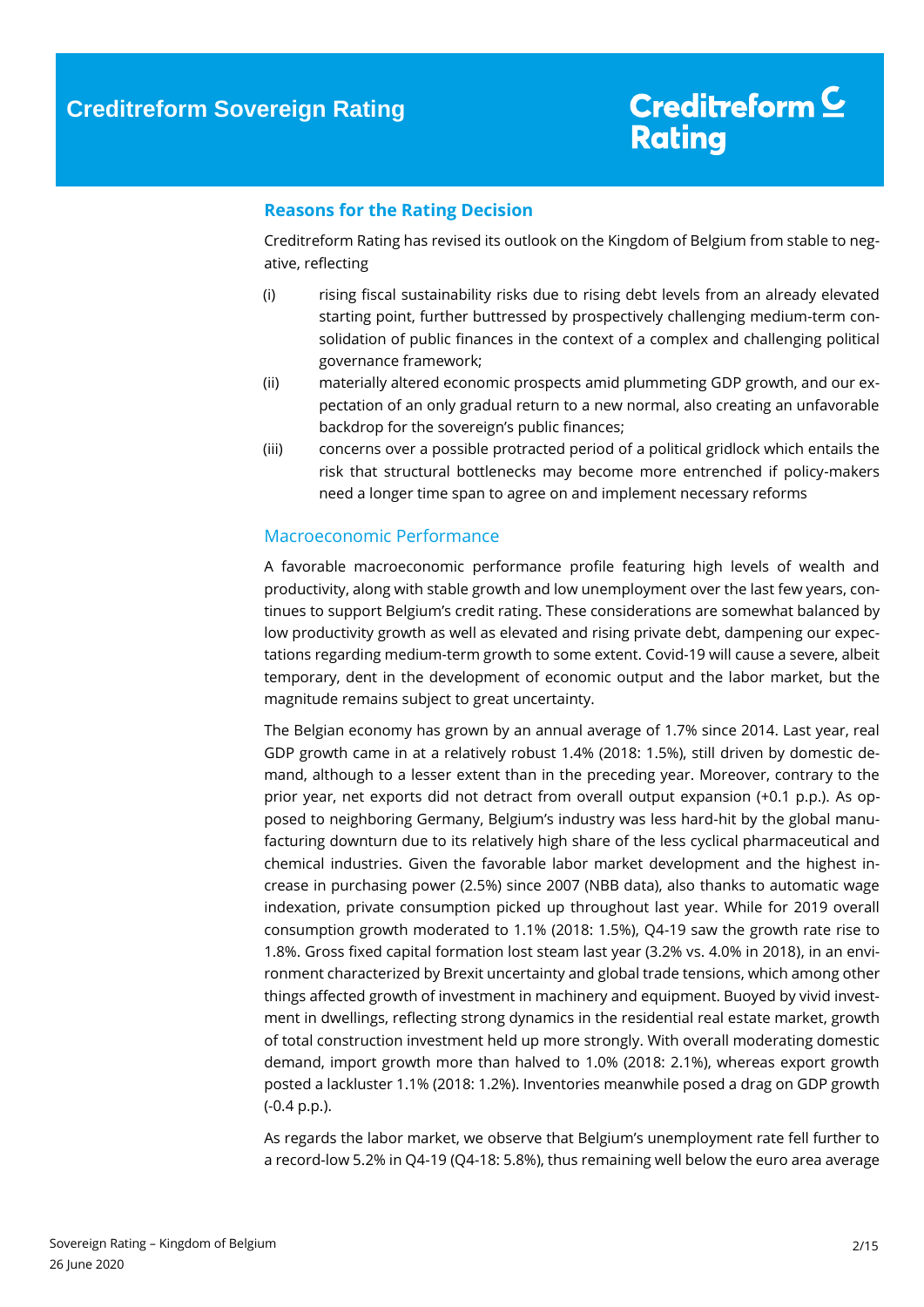## Reasons for the Rating Decision

Creditreform Rating has revised its outlook on the Kingdom of Belgium from stable to negative, reflecting

(i) rising fiscal sustainability risks due to rising debt levels from an already elevated starting point, further buttressed by prospectively challenging medium-term consolidation of public finances in the context of a complex and challenging political governance framework;

(ii) materially altered economic prospects amid plummeting GDP growth, and our expectation of an only gradual return to a new normal, also creating an unfavorable backdrop for the sovereign's public finances;

(iii) concerns over a possible protracted period of a political gridlock which entails the risk that structural bottlenecks may become more entrenched if policy-makers need a longer time span to agree on and implement necessary reforms

### Macroeconomic Performance

A favorable macroeconomic performance profile featuring high levels of wealth and productivity, along with stable growth and low unemployment over the last few years, continues to support Belgium's credit rating. These considerations are somewhat balanced by low productivity growth as well as elevated and rising private debt, dampening our expectations regarding medium-term growth to some extent. Covid-19 will cause a severe, albeit temporary, dent in the development of economic output and the labor market, but the magnitude remains subject to great uncertainty.

The Belgian economy has grown by an annual average of 1.7% since 2014. Last year, real GDP growth came in at a relatively robust 1.4% (2018: 1.5%), still driven by domestic demand, although to a lesser extent than in the preceding year. Moreover, contrary to the prior year, net exports did not detract from overall output expansion (+0.1 p.p.). As opposed to neighboring Germany, Belgium's industry was less hard-hit by the global manufacturing downturn due to its relatively high share of the less cyclical pharmaceutical and chemical industries. Given the favorable labor market development and the highest increase in purchasing power (2.5%) since 2007 (NBB data), also thanks to automatic wage indexation, private consumption picked up throughout last year. While for 2019 overall consumption growth moderated to 1.1% (2018: 1.5%), Q4-19 saw the growth rate rise to 1.8%. Gross fixed capital formation lost steam last year (3.2% vs. 4.0% in 2018), in an environment characterized by Brexit uncertainty and global trade tensions, which among other things affected growth of investment in machinery and equipment. Buoyed by vivid investment in dwellings, reflecting strong dynamics in the residential real estate market, growth of total construction investment held up more strongly. With overall moderating domestic demand, import growth more than halved to 1.0% (2018: 2.1%), whereas export growth posted a lackluster 1.1% (2018: 1.2%). Inventories meanwhile posed a drag on GDP growth (-0.4 p.p.).

As regards the labor market, we observe that Belgium's unemployment rate fell further to a record-low 5.2% in Q4-19 (Q4-18: 5.8%), thus remaining well below the euro area average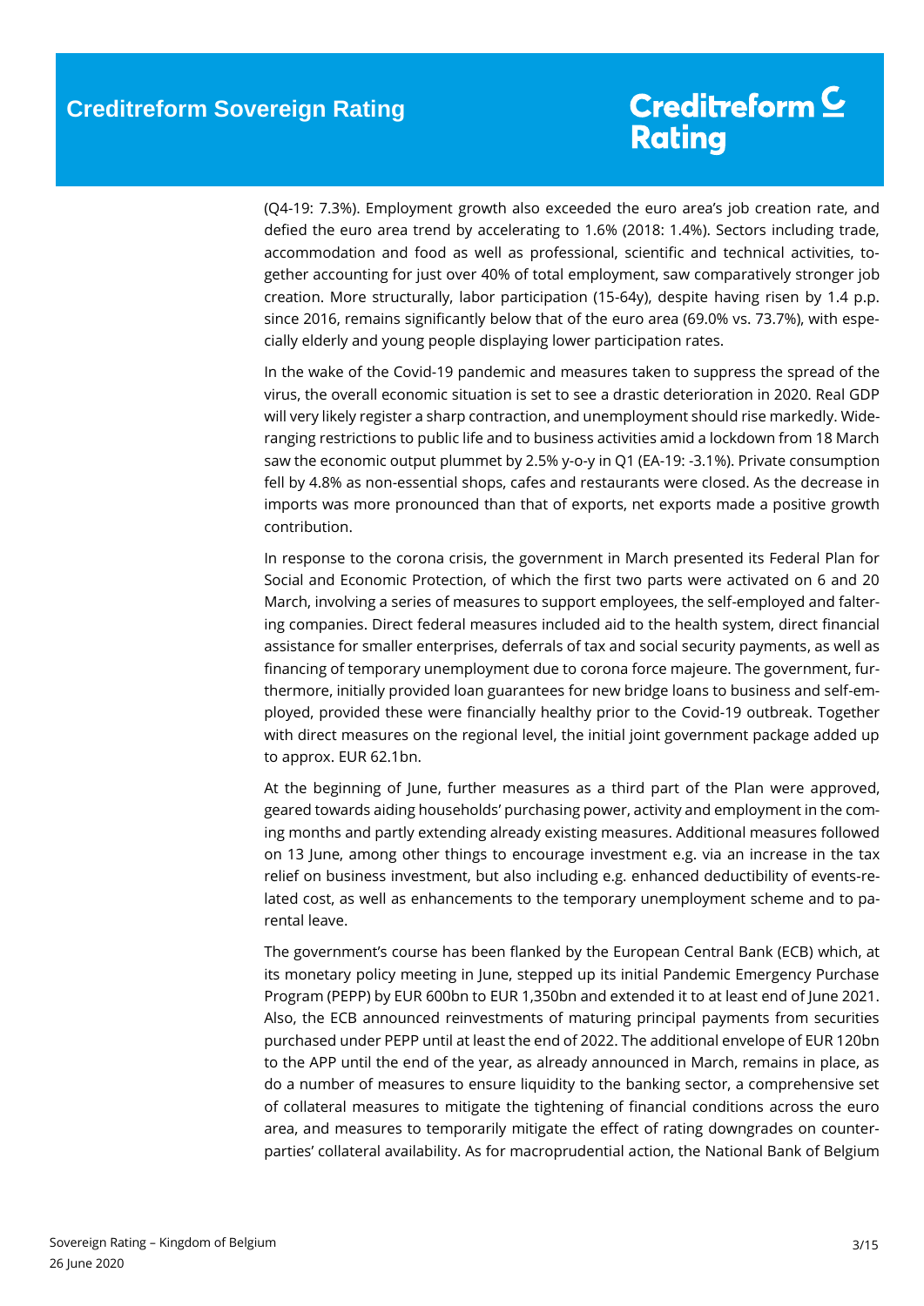(Q4-19: 7.3%). Employment growth also exceeded the euro area's job creation rate, and defied the euro area trend by accelerating to 1.6% (2018: 1.4%). Sectors including trade, accommodation and food as well as professional, scientific and technical activities, together accounting for just over 40% of total employment, saw comparatively stronger job creation. More structurally, labor participation (15-64y), despite having risen by 1.4 p.p. since 2016, remains significantly below that of the euro area (69.0% vs. 73.7%), with especially elderly and young people displaying lower participation rates.

In the wake of the Covid-19 pandemic and measures taken to suppress the spread of the virus, the overall economic situation is set to see a drastic deterioration in 2020. Real GDP will very likely register a sharp contraction, and unemployment should rise markedly. Wide-ranging restrictions to public life and to business activities amid a lockdown from 18 March saw the economic output plummet by 2.5% y-o-y in Q1 (EA-19: -3.1%). Private consumption fell by 4.8% as non-essential shops, cafes and restaurants were closed. As the decrease in imports was more pronounced than that of exports, net exports made a positive growth contribution.

In response to the corona crisis, the government in March presented its Federal Plan for Social and Economic Protection, of which the first two parts were activated on 6 and 20 March, involving a series of measures to support employees, the self-employed and faltering companies. Direct federal measures included aid to the health system, direct financial assistance for smaller enterprises, deferrals of tax and social security payments, as well as financing of temporary unemployment due to corona force majeure. The government, furthermore, initially provided loan guarantees for new bridge loans to business and self-employed, provided these were financially healthy prior to the Covid-19 outbreak. Together with direct measures on the regional level, the initial joint government package added up to approx. EUR 62.1bn.

At the beginning of June, further measures as a third part of the Plan were approved, geared towards aiding households' purchasing power, activity and employment in the coming months and partly extending already existing measures. Additional measures followed on 13 June, among other things to encourage investment e.g. via an increase in the tax relief on business investment, but also including e.g. enhanced deductibility of events-related cost, as well as enhancements to the temporary unemployment scheme and to parental leave.

The government's course has been flanked by the European Central Bank (ECB) which, at its monetary policy meeting in June, stepped up its initial Pandemic Emergency Purchase Program (PEPP) by EUR 600bn to EUR 1,350bn and extended it to at least end of June 2021. Also, the ECB announced reinvestments of maturing principal payments from securities purchased under PEPP until at least the end of 2022. The additional envelope of EUR 120bn to the APP until the end of the year, as already announced in March, remains in place, as do a number of measures to ensure liquidity to the banking sector, a comprehensive set of collateral measures to mitigate the tightening of financial conditions across the euro area, and measures to temporarily mitigate the effect of rating downgrades on counterparties' collateral availability. As for macroprudential action, the National Bank of Belgium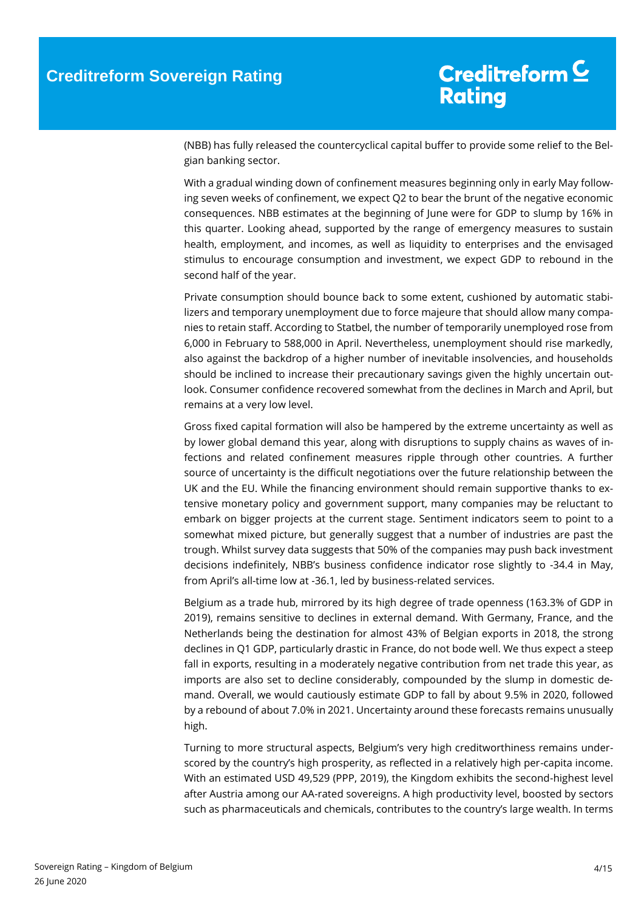(NBB) has fully released the countercyclical capital buffer to provide some relief to the Belgian banking sector.

With a gradual winding down of confinement measures beginning only in early May following seven weeks of confinement, we expect Q2 to bear the brunt of the negative economic consequences. NBB estimates at the beginning of June were for GDP to slump by 16% in this quarter. Looking ahead, supported by the range of emergency measures to sustain health, employment, and incomes, as well as liquidity to enterprises and the envisaged stimulus to encourage consumption and investment, we expect GDP to rebound in the second half of the year.

Private consumption should bounce back to some extent, cushioned by automatic stabilizers and temporary unemployment due to force majeure that should allow many companies to retain staff. According to Statbel, the number of temporarily unemployed rose from 6,000 in February to 588,000 in April. Nevertheless, unemployment should rise markedly, also against the backdrop of a higher number of inevitable insolvencies, and households should be inclined to increase their precautionary savings given the highly uncertain outlook. Consumer confidence recovered somewhat from the declines in March and April, but remains at a very low level.

Gross fixed capital formation will also be hampered by the extreme uncertainty as well as by lower global demand this year, along with disruptions to supply chains as waves of infections and related confinement measures ripple through other countries. A further source of uncertainty is the difficult negotiations over the future relationship between the UK and the EU. While the financing environment should remain supportive thanks to extensive monetary policy and government support, many companies may be reluctant to embark on bigger projects at the current stage. Sentiment indicators seem to point to a somewhat mixed picture, but generally suggest that a number of industries are past the trough. Whilst survey data suggests that 50% of the companies may push back investment decisions indefinitely, NBB's business confidence indicator rose slightly to -34.4 in May, from April's all-time low at -36.1, led by business-related services.

Belgium as a trade hub, mirrored by its high degree of trade openness (163.3% of GDP in 2019), remains sensitive to declines in external demand. With Germany, France, and the Netherlands being the destination for almost 43% of Belgian exports in 2018, the strong declines in Q1 GDP, particularly drastic in France, do not bode well. We thus expect a steep fall in exports, resulting in a moderately negative contribution from net trade this year, as imports are also set to decline considerably, compounded by the slump in domestic demand. Overall, we would cautiously estimate GDP to fall by about 9.5% in 2020, followed by a rebound of about 7.0% in 2021. Uncertainty around these forecasts remains unusually high.

Turning to more structural aspects, Belgium's very high creditworthiness remains underscored by the country's high prosperity, as reflected in a relatively high per-capita income. With an estimated USD 49,529 (PPP, 2019), the Kingdom exhibits the second-highest level after Austria among our AA-rated sovereigns. A high productivity level, boosted by sectors such as pharmaceuticals and chemicals, contributes to the country's large wealth. In terms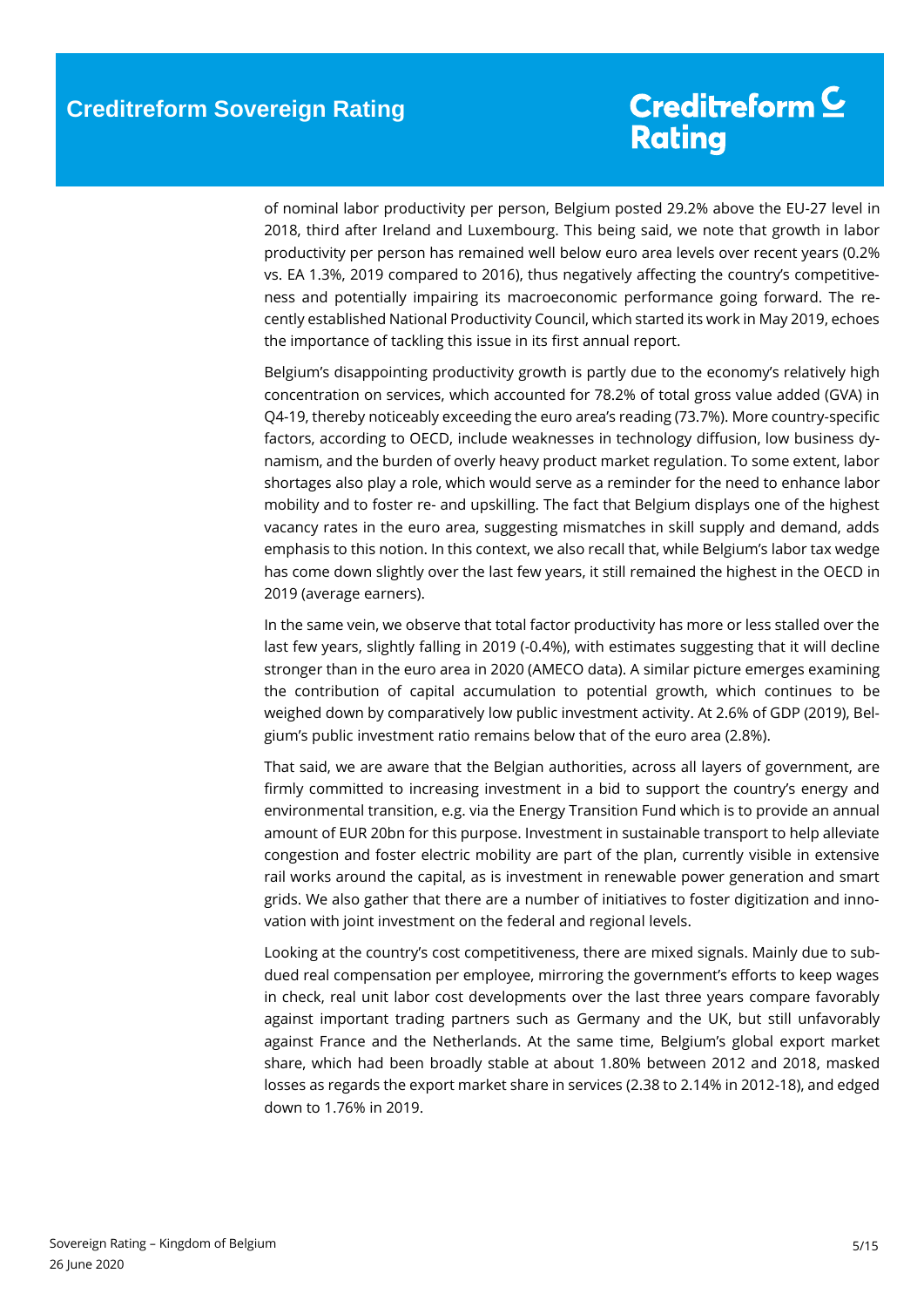of nominal labor productivity per person, Belgium posted 29.2% above the EU-27 level in 2018, third after Ireland and Luxembourg. This being said, we note that growth in labor productivity per person has remained well below euro area levels over recent years (0.2% vs. EA 1.3%, 2019 compared to 2016), thus negatively affecting the country's competitiveness and potentially impairing its macroeconomic performance going forward. The recently established National Productivity Council, which started its work in May 2019, echoes the importance of tackling this issue in its first annual report.

Belgium's disappointing productivity growth is partly due to the economy's relatively high concentration on services, which accounted for 78.2% of total gross value added (GVA) in Q4-19, thereby noticeably exceeding the euro area's reading (73.7%). More country-specific factors, according to OECD, include weaknesses in technology diffusion, low business dynamism, and the burden of overly heavy product market regulation. To some extent, labor shortages also play a role, which would serve as a reminder for the need to enhance labor mobility and to foster re- and upskilling. The fact that Belgium displays one of the highest vacancy rates in the euro area, suggesting mismatches in skill supply and demand, adds emphasis to this notion. In this context, we also recall that, while Belgium's labor tax wedge has come down slightly over the last few years, it still remained the highest in the OECD in 2019 (average earners).

In the same vein, we observe that total factor productivity has more or less stalled over the last few years, slightly falling in 2019 (-0.4%), with estimates suggesting that it will decline stronger than in the euro area in 2020 (AMECO data). A similar picture emerges examining the contribution of capital accumulation to potential growth, which continues to be weighed down by comparatively low public investment activity. At 2.6% of GDP (2019), Belgium's public investment ratio remains below that of the euro area (2.8%).

That said, we are aware that the Belgian authorities, across all layers of government, are firmly committed to increasing investment in a bid to support the country's energy and environmental transition, e.g. via the Energy Transition Fund which is to provide an annual amount of EUR 20bn for this purpose. Investment in sustainable transport to help alleviate congestion and foster electric mobility are part of the plan, currently visible in extensive rail works around the capital, as is investment in renewable power generation and smart grids. We also gather that there are a number of initiatives to foster digitization and innovation with joint investment on the federal and regional levels.

Looking at the country's cost competitiveness, there are mixed signals. Mainly due to subdued real compensation per employee, mirroring the government's efforts to keep wages in check, real unit labor cost developments over the last three years compare favorably against important trading partners such as Germany and the UK, but still unfavorably against France and the Netherlands. At the same time, Belgium's global export market share, which had been broadly stable at about 1.80% between 2012 and 2018, masked losses as regards the export market share in services (2.38 to 2.14% in 2012-18), and edged down to 1.76% in 2019.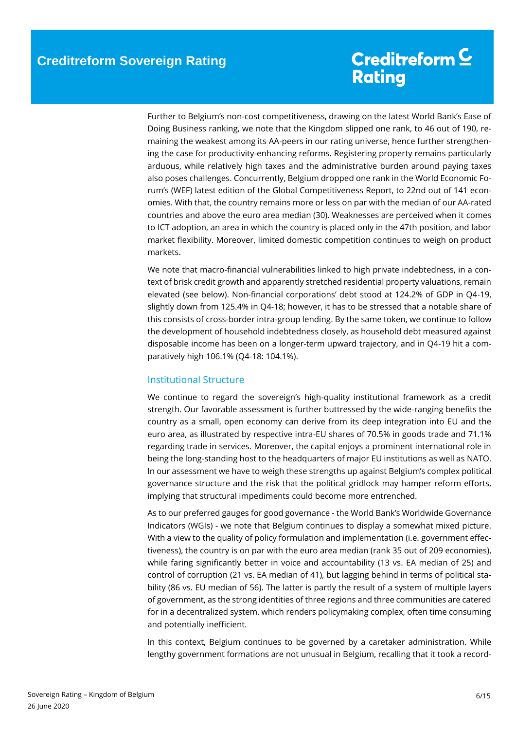Further to Belgium's non-cost competitiveness, drawing on the latest World Bank's Ease of Doing Business ranking, we note that the Kingdom slipped one rank, to 46 out of 190, remaining the weakest among its AA-peers in our rating universe, hence further strengthening the case for productivity-enhancing reforms. Registering property remains particularly arduous, while relatively high taxes and the administrative burden around paying taxes also poses challenges. Concurrently, Belgium dropped one rank in the World Economic Forum's (WEF) latest edition of the Global Competitiveness Report, to 22nd out of 141 economies. With that, the country remains more or less on par with the median of our AA-rated countries and above the euro area median (30). Weaknesses are perceived when it comes to ICT adoption, an area in which the country is placed only in the 47th position, and labor market flexibility. Moreover, limited domestic competition continues to weigh on product markets.

We note that macro-financial vulnerabilities linked to high private indebtedness, in a context of brisk credit growth and apparently stretched residential property valuations, remain elevated (see below). Non-financial corporations' debt stood at 124.2% of GDP in Q4-19, slightly down from 125.4% in Q4-18; however, it has to be stressed that a notable share of this consists of cross-border intra-group lending. By the same token, we continue to follow the development of household indebtedness closely, as household debt measured against disposable income has been on a longer-term upward trajectory, and in Q4-19 hit a comparatively high 106.1% (Q4-18: 104.1%).

## Institutional Structure

We continue to regard the sovereign's high-quality institutional framework as a credit strength. Our favorable assessment is further buttressed by the wide-ranging benefits the country as a small, open economy can derive from its deep integration into EU and the euro area, as illustrated by respective intra-EU shares of 70.5% in goods trade and 71.1% regarding trade in services. Moreover, the capital enjoys a prominent international role in being the long-standing host to the headquarters of major EU institutions as well as NATO. In our assessment we have to weigh these strengths up against Belgium's complex political governance structure and the risk that the political gridlock may hamper reform efforts, implying that structural impediments could become more entrenched.

As to our preferred gauges for good governance - the World Bank's Worldwide Governance Indicators (WGIs) - we note that Belgium continues to display a somewhat mixed picture. With a view to the quality of policy formulation and implementation (i.e. government effectiveness), the country is on par with the euro area median (rank 35 out of 209 economies), while faring significantly better in voice and accountability (13 vs. EA median of 25) and control of corruption (21 vs. EA median of 41), but lagging behind in terms of political stability (86 vs. EU median of 56). The latter is partly the result of a system of multiple layers of government, as the strong identities of three regions and three communities are catered for in a decentralized system, which renders policymaking complex, often time consuming and potentially inefficient.

In this context, Belgium continues to be governed by a caretaker administration. While lengthy government formations are not unusual in Belgium, recalling that it took a record-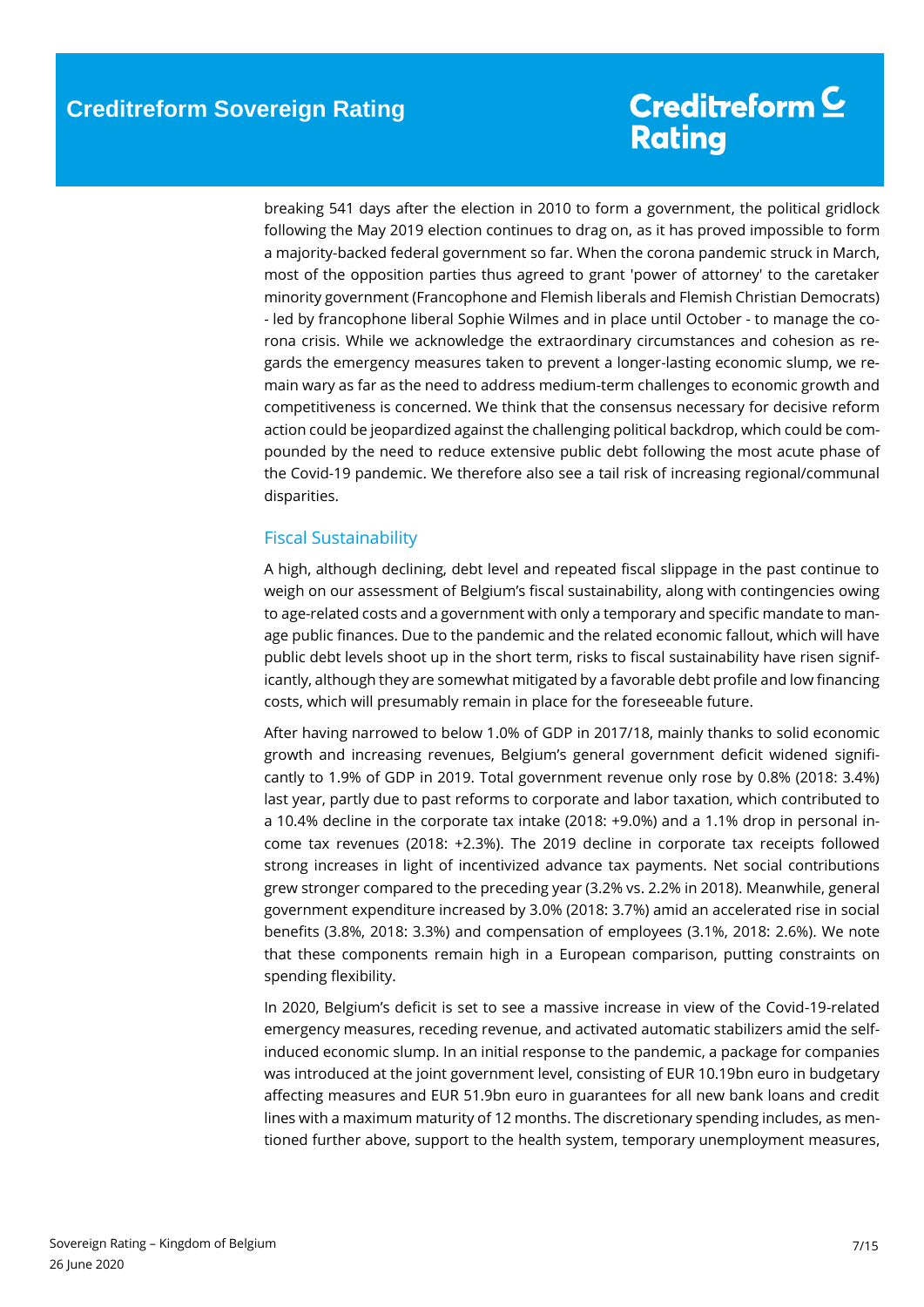breaking 541 days after the election in 2010 to form a government, the political gridlock following the May 2019 election continues to drag on, as it has proved impossible to form a majority-backed federal government so far. When the corona pandemic struck in March, most of the opposition parties thus agreed to grant 'power of attorney' to the caretaker minority government (Francophone and Flemish liberals and Flemish Christian Democrats) - led by francophone liberal Sophie Wilmes and in place until October - to manage the corona crisis. While we acknowledge the extraordinary circumstances and cohesion as regards the emergency measures taken to prevent a longer-lasting economic slump, we remain wary as far as the need to address medium-term challenges to economic growth and competitiveness is concerned. We think that the consensus necessary for decisive reform action could be jeopardized against the challenging political backdrop, which could be compounded by the need to reduce extensive public debt following the most acute phase of the Covid-19 pandemic. We therefore also see a tail risk of increasing regional/communal disparities.

## Fiscal Sustainability

A high, although declining, debt level and repeated fiscal slippage in the past continue to weigh on our assessment of Belgium's fiscal sustainability, along with contingencies owing to age-related costs and a government with only a temporary and specific mandate to manage public finances. Due to the pandemic and the related economic fallout, which will have public debt levels shoot up in the short term, risks to fiscal sustainability have risen significantly, although they are somewhat mitigated by a favorable debt profile and low financing costs, which will presumably remain in place for the foreseeable future.

After having narrowed to below 1.0% of GDP in 2017/18, mainly thanks to solid economic growth and increasing revenues, Belgium's general government deficit widened significantly to 1.9% of GDP in 2019. Total government revenue only rose by 0.8% (2018: 3.4%) last year, partly due to past reforms to corporate and labor taxation, which contributed to a 10.4% decline in the corporate tax intake (2018: +9.0%) and a 1.1% drop in personal income tax revenues (2018: +2.3%). The 2019 decline in corporate tax receipts followed strong increases in light of incentivized advance tax payments. Net social contributions grew stronger compared to the preceding year (3.2% vs. 2.2% in 2018). Meanwhile, general government expenditure increased by 3.0% (2018: 3.7%) amid an accelerated rise in social benefits (3.8%, 2018: 3.3%) and compensation of employees (3.1%, 2018: 2.6%). We note that these components remain high in a European comparison, putting constraints on spending flexibility.

In 2020, Belgium's deficit is set to see a massive increase in view of the Covid-19-related emergency measures, receding revenue, and activated automatic stabilizers amid the self-induced economic slump. In an initial response to the pandemic, a package for companies was introduced at the joint government level, consisting of EUR 10.19bn euro in budgetary affecting measures and EUR 51.9bn euro in guarantees for all new bank loans and credit lines with a maximum maturity of 12 months. The discretionary spending includes, as mentioned further above, support to the health system, temporary unemployment measures,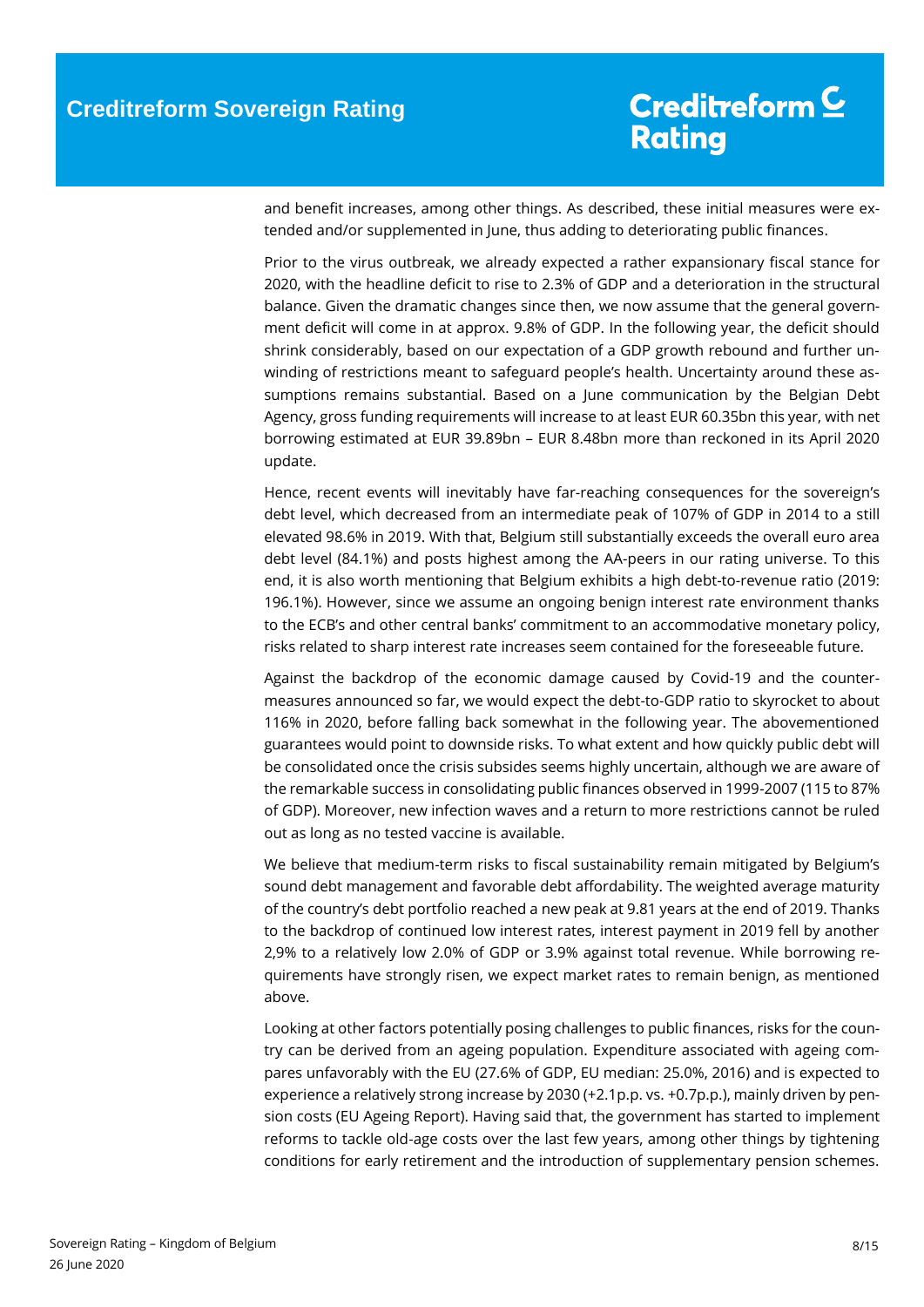and benefit increases, among other things. As described, these initial measures were extended and/or supplemented in June, thus adding to deteriorating public finances.

Prior to the virus outbreak, we already expected a rather expansionary fiscal stance for 2020, with the headline deficit to rise to 2.3% of GDP and a deterioration in the structural balance. Given the dramatic changes since then, we now assume that the general government deficit will come in at approx. 9.8% of GDP. In the following year, the deficit should shrink considerably, based on our expectation of a GDP growth rebound and further unwinding of restrictions meant to safeguard people's health. Uncertainty around these assumptions remains substantial. Based on a June communication by the Belgian Debt Agency, gross funding requirements will increase to at least EUR 60.35bn this year, with net borrowing estimated at EUR 39.89bn – EUR 8.48bn more than reckoned in its April 2020 update.

Hence, recent events will inevitably have far-reaching consequences for the sovereign's debt level, which decreased from an intermediate peak of 107% of GDP in 2014 to a still elevated 98.6% in 2019. With that, Belgium still substantially exceeds the overall euro area debt level (84.1%) and posts highest among the AA-peers in our rating universe. To this end, it is also worth mentioning that Belgium exhibits a high debt-to-revenue ratio (2019: 196.1%). However, since we assume an ongoing benign interest rate environment thanks to the ECB's and other central banks' commitment to an accommodative monetary policy, risks related to sharp interest rate increases seem contained for the foreseeable future.

Against the backdrop of the economic damage caused by Covid-19 and the countermeasures announced so far, we would expect the debt-to-GDP ratio to skyrocket to about 116% in 2020, before falling back somewhat in the following year. The abovementioned guarantees would point to downside risks. To what extent and how quickly public debt will be consolidated once the crisis subsides seems highly uncertain, although we are aware of the remarkable success in consolidating public finances observed in 1999-2007 (115 to 87% of GDP). Moreover, new infection waves and a return to more restrictions cannot be ruled out as long as no tested vaccine is available.

We believe that medium-term risks to fiscal sustainability remain mitigated by Belgium's sound debt management and favorable debt affordability. The weighted average maturity of the country's debt portfolio reached a new peak at 9.81 years at the end of 2019. Thanks to the backdrop of continued low interest rates, interest payment in 2019 fell by another 2,9% to a relatively low 2.0% of GDP or 3.9% against total revenue. While borrowing requirements have strongly risen, we expect market rates to remain benign, as mentioned above.

Looking at other factors potentially posing challenges to public finances, risks for the country can be derived from an ageing population. Expenditure associated with ageing compares unfavorably with the EU (27.6% of GDP, EU median: 25.0%, 2016) and is expected to experience a relatively strong increase by 2030 (+2.1p.p. vs. +0.7p.p.), mainly driven by pension costs (EU Ageing Report). Having said that, the government has started to implement reforms to tackle old-age costs over the last few years, among other things by tightening conditions for early retirement and the introduction of supplementary pension schemes.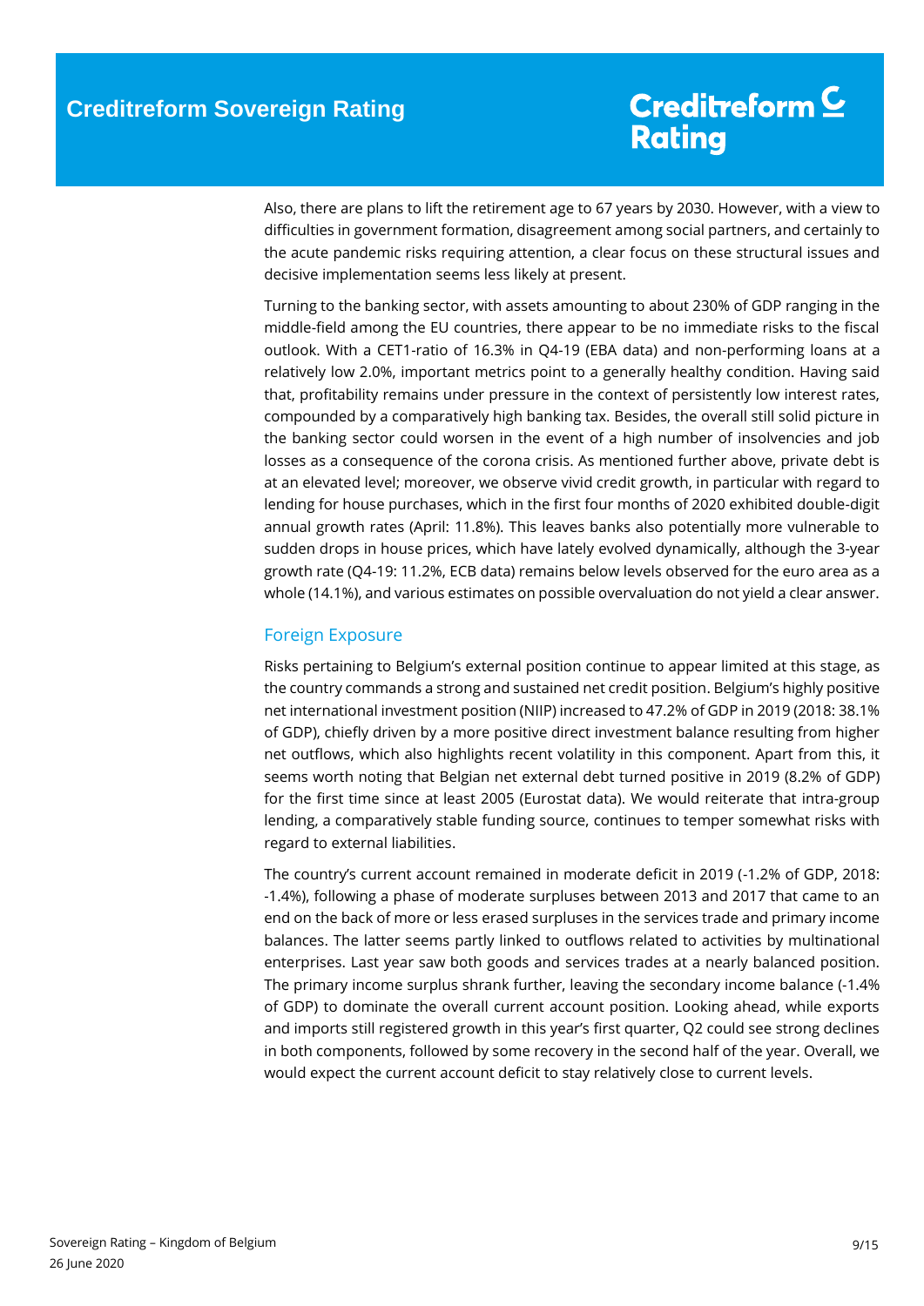Also, there are plans to lift the retirement age to 67 years by 2030. However, with a view to difficulties in government formation, disagreement among social partners, and certainly to the acute pandemic risks requiring attention, a clear focus on these structural issues and decisive implementation seems less likely at present.

Turning to the banking sector, with assets amounting to about 230% of GDP ranging in the middle-field among the EU countries, there appear to be no immediate risks to the fiscal outlook. With a CET1-ratio of 16.3% in Q4-19 (EBA data) and non-performing loans at a relatively low 2.0%, important metrics point to a generally healthy condition. Having said that, profitability remains under pressure in the context of persistently low interest rates, compounded by a comparatively high banking tax. Besides, the overall still solid picture in the banking sector could worsen in the event of a high number of insolvencies and job losses as a consequence of the corona crisis. As mentioned further above, private debt is at an elevated level; moreover, we observe vivid credit growth, in particular with regard to lending for house purchases, which in the first four months of 2020 exhibited double-digit annual growth rates (April: 11.8%). This leaves banks also potentially more vulnerable to sudden drops in house prices, which have lately evolved dynamically, although the 3-year growth rate (Q4-19: 11.2%, ECB data) remains below levels observed for the euro area as a whole (14.1%), and various estimates on possible overvaluation do not yield a clear answer.

## Foreign Exposure

Risks pertaining to Belgium's external position continue to appear limited at this stage, as the country commands a strong and sustained net credit position. Belgium's highly positive net international investment position (NIIP) increased to 47.2% of GDP in 2019 (2018: 38.1% of GDP), chiefly driven by a more positive direct investment balance resulting from higher net outflows, which also highlights recent volatility in this component. Apart from this, it seems worth noting that Belgian net external debt turned positive in 2019 (8.2% of GDP) for the first time since at least 2005 (Eurostat data). We would reiterate that intra-group lending, a comparatively stable funding source, continues to temper somewhat risks with regard to external liabilities.

The country's current account remained in moderate deficit in 2019 (-1.2% of GDP, 2018: -1.4%), following a phase of moderate surpluses between 2013 and 2017 that came to an end on the back of more or less erased surpluses in the services trade and primary income balances. The latter seems partly linked to outflows related to activities by multinational enterprises. Last year saw both goods and services trades at a nearly balanced position. The primary income surplus shrank further, leaving the secondary income balance (-1.4% of GDP) to dominate the overall current account position. Looking ahead, while exports and imports still registered growth in this year's first quarter, Q2 could see strong declines in both components, followed by some recovery in the second half of the year. Overall, we would expect the current account deficit to stay relatively close to current levels.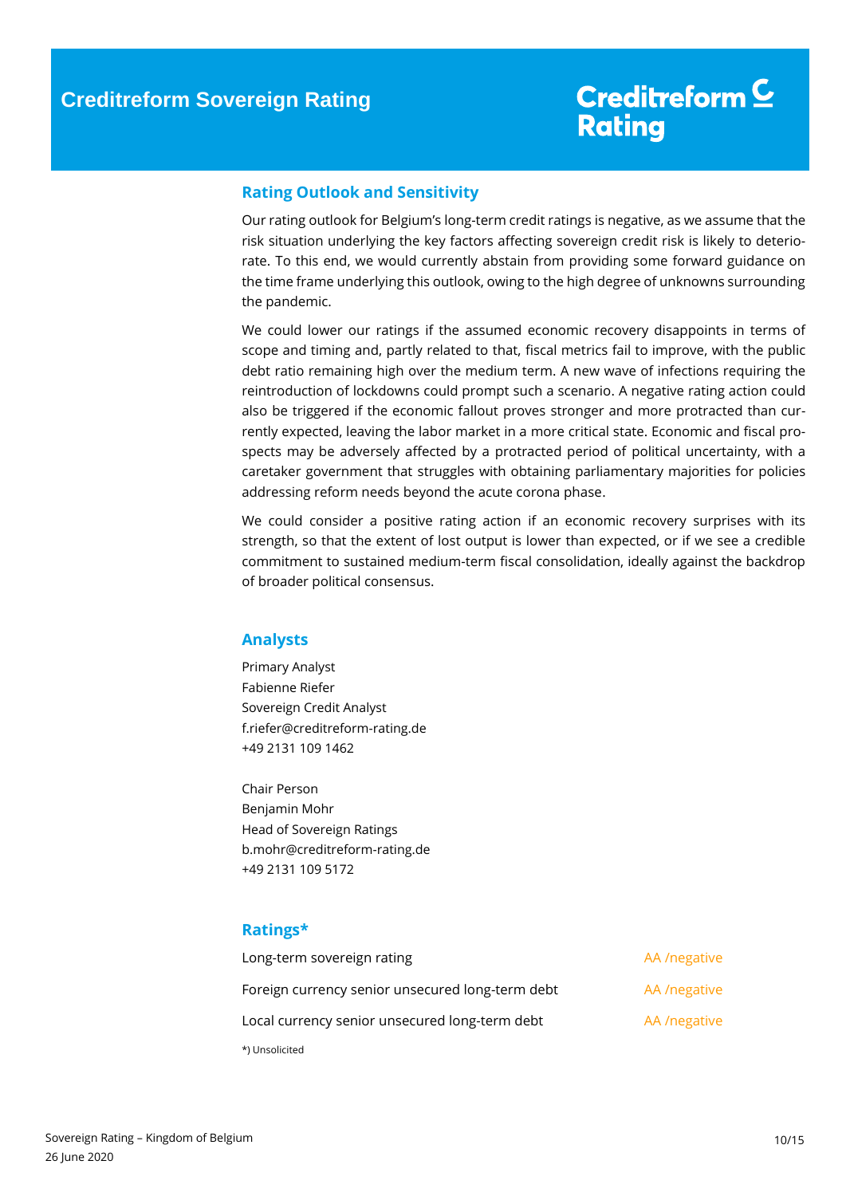## Rating Outlook and Sensitivity

Our rating outlook for Belgium's long-term credit ratings is negative, as we assume that the risk situation underlying the key factors affecting sovereign credit risk is likely to deteriorate. To this end, we would currently abstain from providing some forward guidance on the time frame underlying this outlook, owing to the high degree of unknowns surrounding the pandemic.

We could lower our ratings if the assumed economic recovery disappoints in terms of scope and timing and, partly related to that, fiscal metrics fail to improve, with the public debt ratio remaining high over the medium term. A new wave of infections requiring the reintroduction of lockdowns could prompt such a scenario. A negative rating action could also be triggered if the economic fallout proves stronger and more protracted than currently expected, leaving the labor market in a more critical state. Economic and fiscal prospects may be adversely affected by a protracted period of political uncertainty, with a caretaker government that struggles with obtaining parliamentary majorities for policies addressing reform needs beyond the acute corona phase.

We could consider a positive rating action if an economic recovery surprises with its strength, so that the extent of lost output is lower than expected, or if we see a credible commitment to sustained medium-term fiscal consolidation, ideally against the backdrop of broader political consensus.

## Analysts

Primary Analyst
Fabienne Riefer
Sovereign Credit Analyst
f.riefer@creditreform-rating.de
+49 2131 109 1462

Chair Person
Benjamin Mohr
Head of Sovereign Ratings
b.mohr@creditreform-rating.de
+49 2131 109 5172

## Ratings*

| | |
|---|---|
| Long-term sovereign rating | AA /negative |
| Foreign currency senior unsecured long-term debt | AA /negative |
| Local currency senior unsecured long-term debt | AA /negative |

*) Unsolicited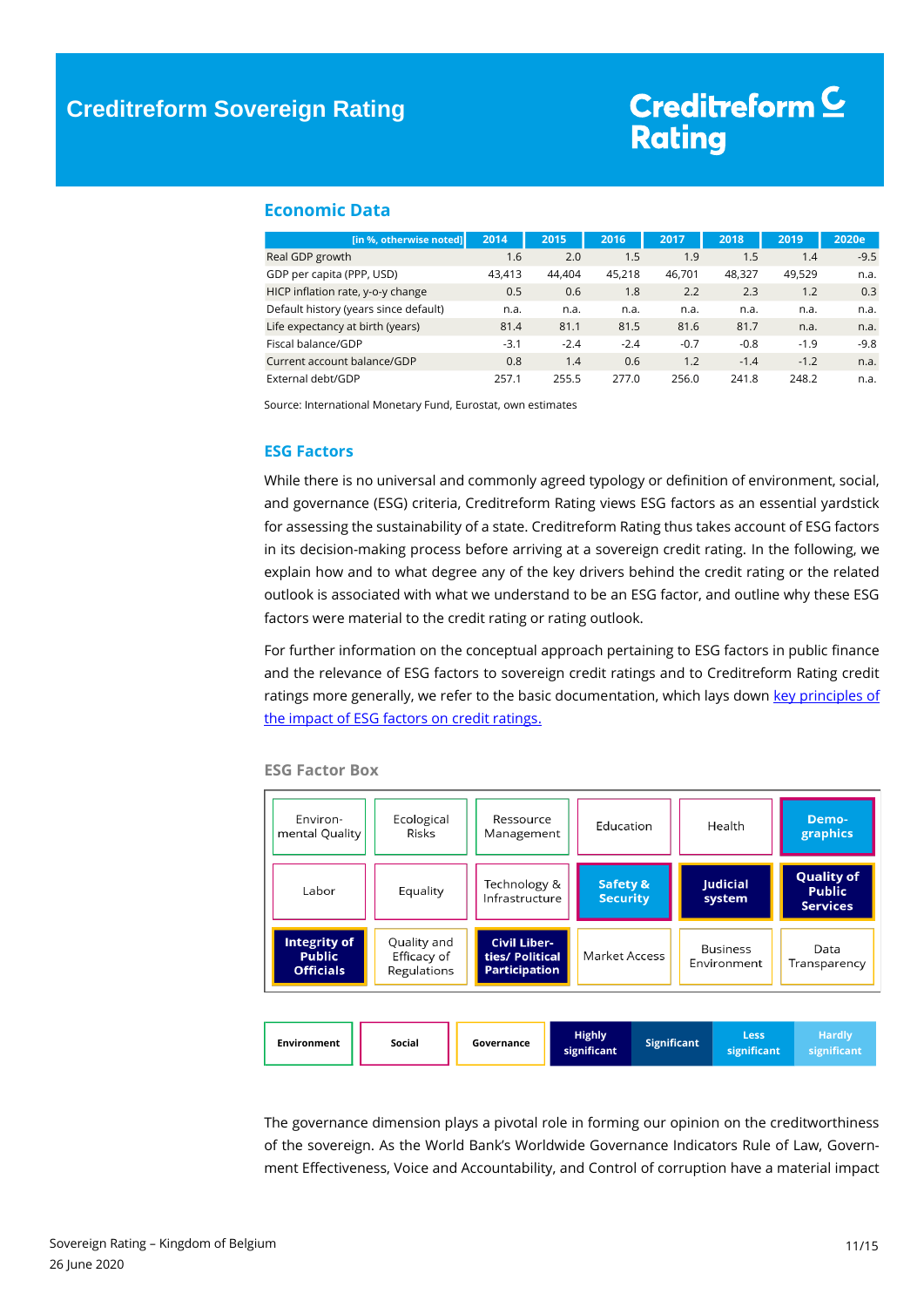## Economic Data

| [in %, otherwise noted] | 2014 | 2015 | 2016 | 2017 | 2018 | 2019 | 2020e |
|---|---|---|---|---|---|---|---|
| Real GDP growth | 1.6 | 2.0 | 1.5 | 1.9 | 1.5 | 1.4 | -9.5 |
| GDP per capita (PPP, USD) | 43,413 | 44,404 | 45,218 | 46,701 | 48,327 | 49,529 | n.a. |
| HICP inflation rate, y-o-y change | 0.5 | 0.6 | 1.8 | 2.2 | 2.3 | 1.2 | 0.3 |
| Default history (years since default) | n.a. | n.a. | n.a. | n.a. | n.a. | n.a. | n.a. |
| Life expectancy at birth (years) | 81.4 | 81.1 | 81.5 | 81.6 | 81.7 | n.a. | n.a. |
| Fiscal balance/GDP | -3.1 | -2.4 | -2.4 | -0.7 | -0.8 | -1.9 | -9.8 |
| Current account balance/GDP | 0.8 | 1.4 | 0.6 | 1.2 | -1.4 | -1.2 | n.a. |
| External debt/GDP | 257.1 | 255.5 | 277.0 | 256.0 | 241.8 | 248.2 | n.a. |

Source: International Monetary Fund, Eurostat, own estimates

## ESG Factors

While there is no universal and commonly agreed typology or definition of environment, social, and governance (ESG) criteria, Creditreform Rating views ESG factors as an essential yardstick for assessing the sustainability of a state. Creditreform Rating thus takes account of ESG factors in its decision-making process before arriving at a sovereign credit rating. In the following, we explain how and to what degree any of the key drivers behind the credit rating or the related outlook is associated with what we understand to be an ESG factor, and outline why these ESG factors were material to the credit rating or rating outlook.

For further information on the conceptual approach pertaining to ESG factors in public finance and the relevance of ESG factors to sovereign credit ratings and to Creditreform Rating credit ratings more generally, we refer to the basic documentation, which lays down key principles of the impact of ESG factors on credit ratings.

### ESG Factor Box

| | | | | | |
|---|---|---|---|---|---|
| Environmental Quality | Ecological Risks | Ressource Management | Education | Health | **Demographics** |
| Labor | Equality | Technology & Infrastructure | **Safety & Security** | **Judicial system** | **Quality of Public Services** |
| **Integrity of Public Officials** | Quality and Efficacy of Regulations | **Civil Liberties/ Political Participation** | Market Access | Business Environment | Data Transparency |

Legend: Environment | Social | Governance | Highly significant | Significant | Less significant | Hardly significant

The governance dimension plays a pivotal role in forming our opinion on the creditworthiness of the sovereign. As the World Bank's Worldwide Governance Indicators Rule of Law, Government Effectiveness, Voice and Accountability, and Control of corruption have a material impact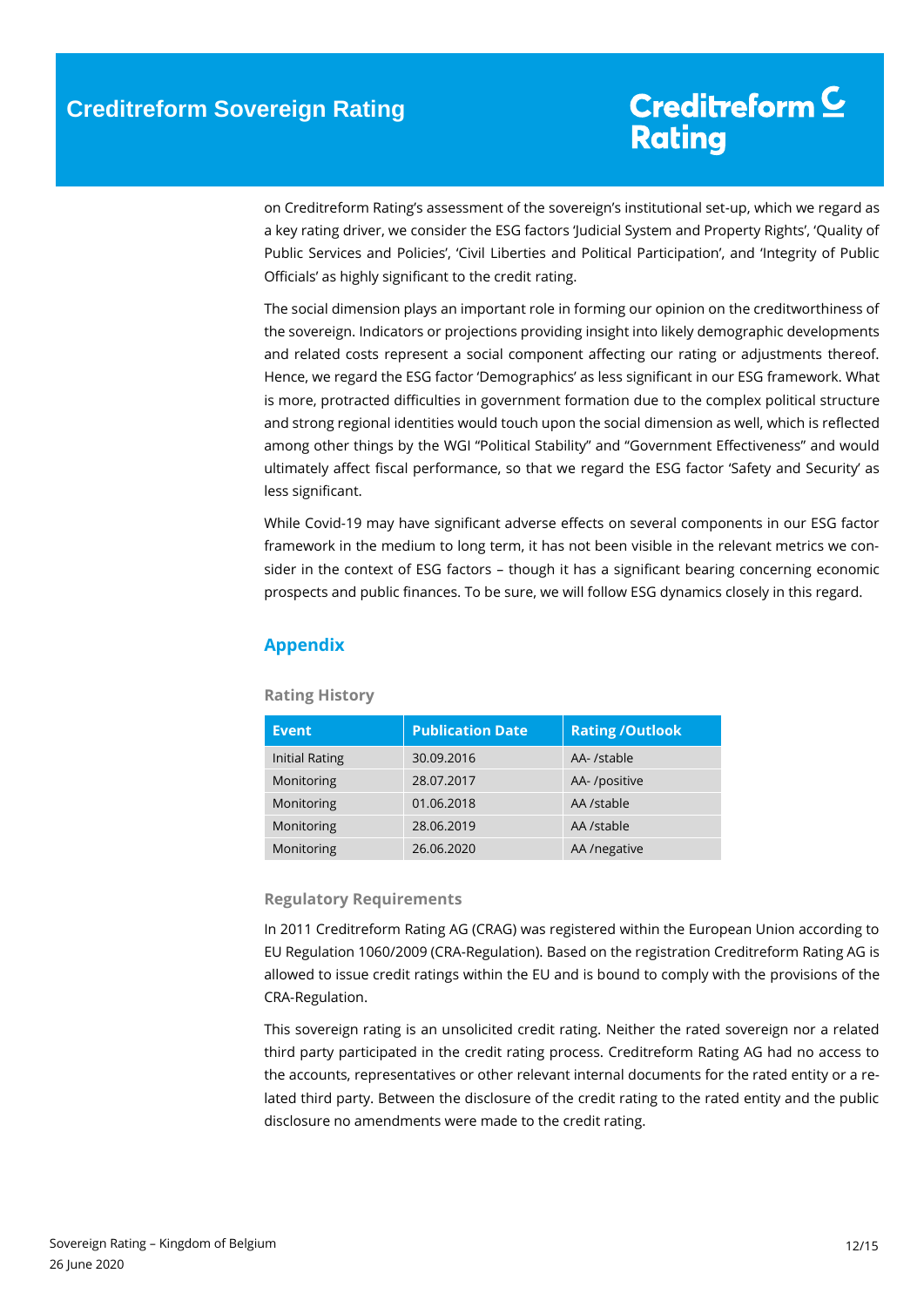on Creditreform Rating's assessment of the sovereign's institutional set-up, which we regard as a key rating driver, we consider the ESG factors 'Judicial System and Property Rights', 'Quality of Public Services and Policies', 'Civil Liberties and Political Participation', and 'Integrity of Public Officials' as highly significant to the credit rating.

The social dimension plays an important role in forming our opinion on the creditworthiness of the sovereign. Indicators or projections providing insight into likely demographic developments and related costs represent a social component affecting our rating or adjustments thereof. Hence, we regard the ESG factor 'Demographics' as less significant in our ESG framework. What is more, protracted difficulties in government formation due to the complex political structure and strong regional identities would touch upon the social dimension as well, which is reflected among other things by the WGI "Political Stability" and "Government Effectiveness" and would ultimately affect fiscal performance, so that we regard the ESG factor 'Safety and Security' as less significant.

While Covid-19 may have significant adverse effects on several components in our ESG factor framework in the medium to long term, it has not been visible in the relevant metrics we consider in the context of ESG factors – though it has a significant bearing concerning economic prospects and public finances. To be sure, we will follow ESG dynamics closely in this regard.

## Appendix

### Rating History

| Event | Publication Date | Rating /Outlook |
|---|---|---|
| Initial Rating | 30.09.2016 | AA- /stable |
| Monitoring | 28.07.2017 | AA- /positive |
| Monitoring | 01.06.2018 | AA /stable |
| Monitoring | 28.06.2019 | AA /stable |
| Monitoring | 26.06.2020 | AA /negative |

### Regulatory Requirements

In 2011 Creditreform Rating AG (CRAG) was registered within the European Union according to EU Regulation 1060/2009 (CRA-Regulation). Based on the registration Creditreform Rating AG is allowed to issue credit ratings within the EU and is bound to comply with the provisions of the CRA-Regulation.

This sovereign rating is an unsolicited credit rating. Neither the rated sovereign nor a related third party participated in the credit rating process. Creditreform Rating AG had no access to the accounts, representatives or other relevant internal documents for the rated entity or a related third party. Between the disclosure of the credit rating to the rated entity and the public disclosure no amendments were made to the credit rating.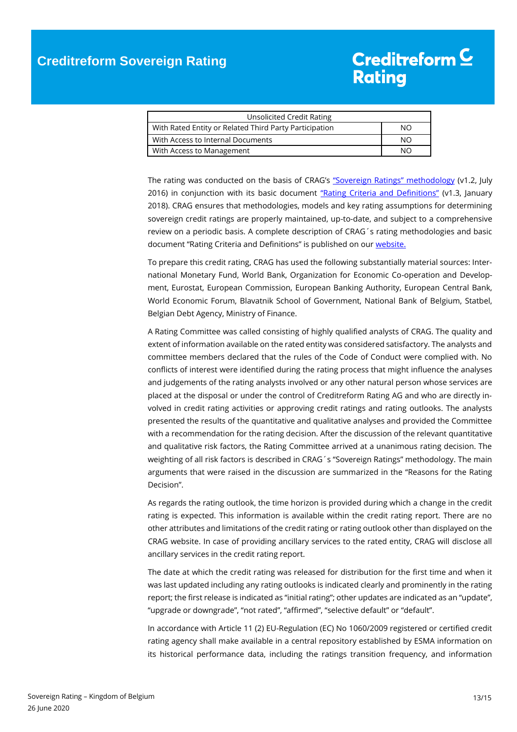| Unsolicited Credit Rating | |
|---|---|
| With Rated Entity or Related Third Party Participation | NO |
| With Access to Internal Documents | NO |
| With Access to Management | NO |

The rating was conducted on the basis of CRAG's "Sovereign Ratings" methodology (v1.2, July 2016) in conjunction with its basic document "Rating Criteria and Definitions" (v1.3, January 2018). CRAG ensures that methodologies, models and key rating assumptions for determining sovereign credit ratings are properly maintained, up-to-date, and subject to a comprehensive review on a periodic basis. A complete description of CRAG´s rating methodologies and basic document "Rating Criteria and Definitions" is published on our website.

To prepare this credit rating, CRAG has used the following substantially material sources: International Monetary Fund, World Bank, Organization for Economic Co-operation and Development, Eurostat, European Commission, European Banking Authority, European Central Bank, World Economic Forum, Blavatnik School of Government, National Bank of Belgium, Statbel, Belgian Debt Agency, Ministry of Finance.

A Rating Committee was called consisting of highly qualified analysts of CRAG. The quality and extent of information available on the rated entity was considered satisfactory. The analysts and committee members declared that the rules of the Code of Conduct were complied with. No conflicts of interest were identified during the rating process that might influence the analyses and judgements of the rating analysts involved or any other natural person whose services are placed at the disposal or under the control of Creditreform Rating AG and who are directly involved in credit rating activities or approving credit ratings and rating outlooks. The analysts presented the results of the quantitative and qualitative analyses and provided the Committee with a recommendation for the rating decision. After the discussion of the relevant quantitative and qualitative risk factors, the Rating Committee arrived at a unanimous rating decision. The weighting of all risk factors is described in CRAG´s "Sovereign Ratings" methodology. The main arguments that were raised in the discussion are summarized in the "Reasons for the Rating Decision".

As regards the rating outlook, the time horizon is provided during which a change in the credit rating is expected. This information is available within the credit rating report. There are no other attributes and limitations of the credit rating or rating outlook other than displayed on the CRAG website. In case of providing ancillary services to the rated entity, CRAG will disclose all ancillary services in the credit rating report.

The date at which the credit rating was released for distribution for the first time and when it was last updated including any rating outlooks is indicated clearly and prominently in the rating report; the first release is indicated as "initial rating"; other updates are indicated as an "update", "upgrade or downgrade", "not rated", "affirmed", "selective default" or "default".

In accordance with Article 11 (2) EU-Regulation (EC) No 1060/2009 registered or certified credit rating agency shall make available in a central repository established by ESMA information on its historical performance data, including the ratings transition frequency, and information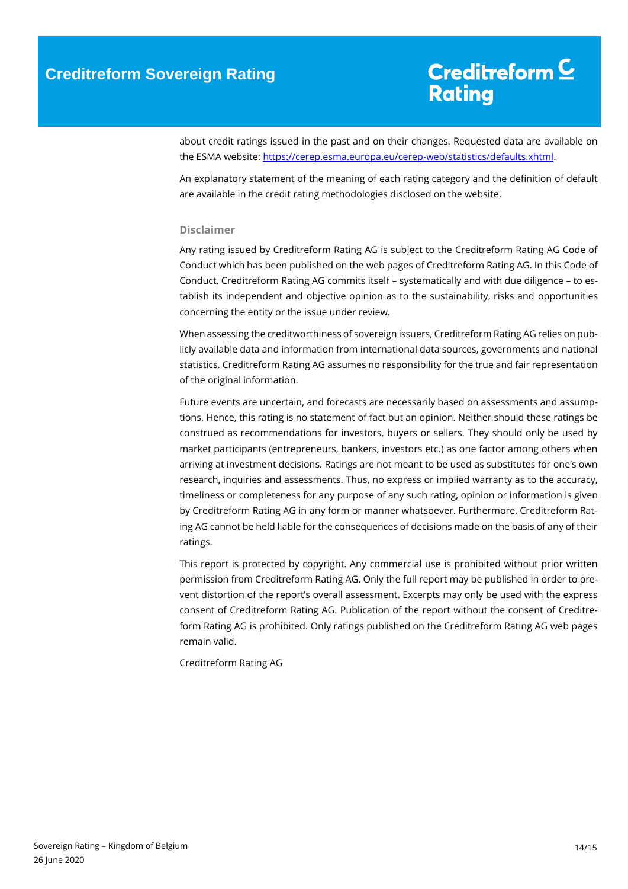about credit ratings issued in the past and on their changes. Requested data are available on the ESMA website: [https://cerep.esma.europa.eu/cerep-web/statistics/defaults.xhtml](https://cerep.esma.europa.eu/cerep-web/statistics/defaults.xhtml).

An explanatory statement of the meaning of each rating category and the definition of default are available in the credit rating methodologies disclosed on the website.

### Disclaimer

Any rating issued by Creditreform Rating AG is subject to the Creditreform Rating AG Code of Conduct which has been published on the web pages of Creditreform Rating AG. In this Code of Conduct, Creditreform Rating AG commits itself – systematically and with due diligence – to establish its independent and objective opinion as to the sustainability, risks and opportunities concerning the entity or the issue under review.

When assessing the creditworthiness of sovereign issuers, Creditreform Rating AG relies on publicly available data and information from international data sources, governments and national statistics. Creditreform Rating AG assumes no responsibility for the true and fair representation of the original information.

Future events are uncertain, and forecasts are necessarily based on assessments and assumptions. Hence, this rating is no statement of fact but an opinion. Neither should these ratings be construed as recommendations for investors, buyers or sellers. They should only be used by market participants (entrepreneurs, bankers, investors etc.) as one factor among others when arriving at investment decisions. Ratings are not meant to be used as substitutes for one's own research, inquiries and assessments. Thus, no express or implied warranty as to the accuracy, timeliness or completeness for any purpose of any such rating, opinion or information is given by Creditreform Rating AG in any form or manner whatsoever. Furthermore, Creditreform Rating AG cannot be held liable for the consequences of decisions made on the basis of any of their ratings.

This report is protected by copyright. Any commercial use is prohibited without prior written permission from Creditreform Rating AG. Only the full report may be published in order to prevent distortion of the report's overall assessment. Excerpts may only be used with the express consent of Creditreform Rating AG. Publication of the report without the consent of Creditreform Rating AG is prohibited. Only ratings published on the Creditreform Rating AG web pages remain valid.

Creditreform Rating AG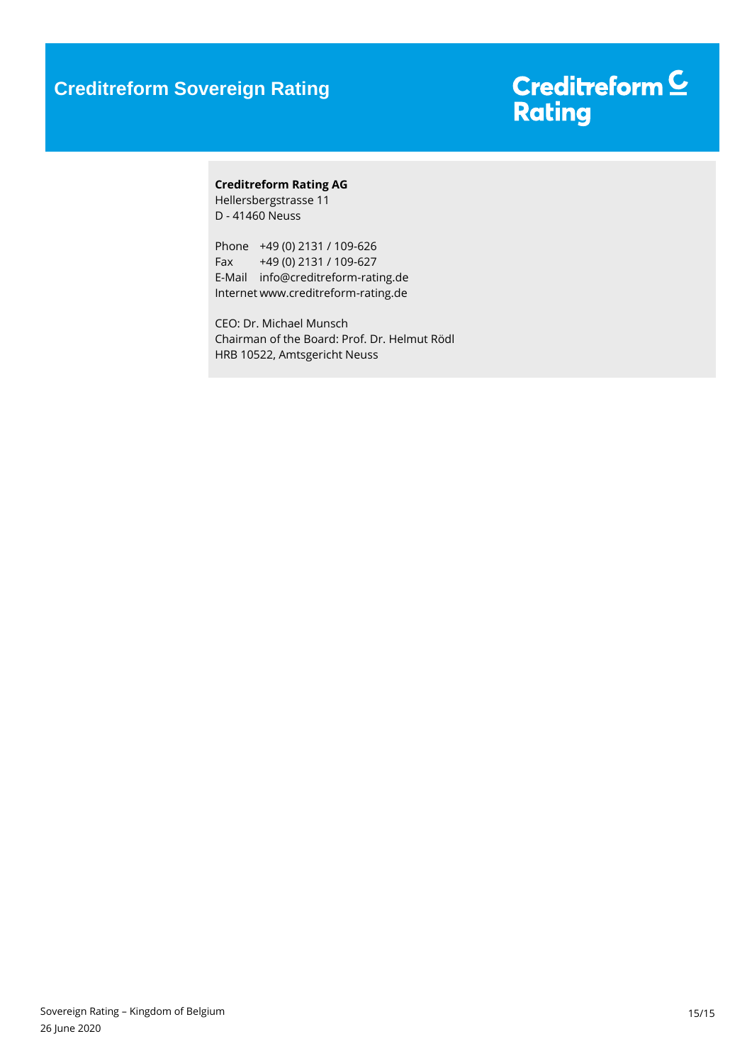**Creditreform Rating AG**
Hellersbergstrasse 11
D - 41460 Neuss

Phone +49 (0) 2131 / 109-626
Fax +49 (0) 2131 / 109-627
E-Mail info@creditreform-rating.de
Internet www.creditreform-rating.de

CEO: Dr. Michael Munsch
Chairman of the Board: Prof. Dr. Helmut Rödl
HRB 10522, Amtsgericht Neuss